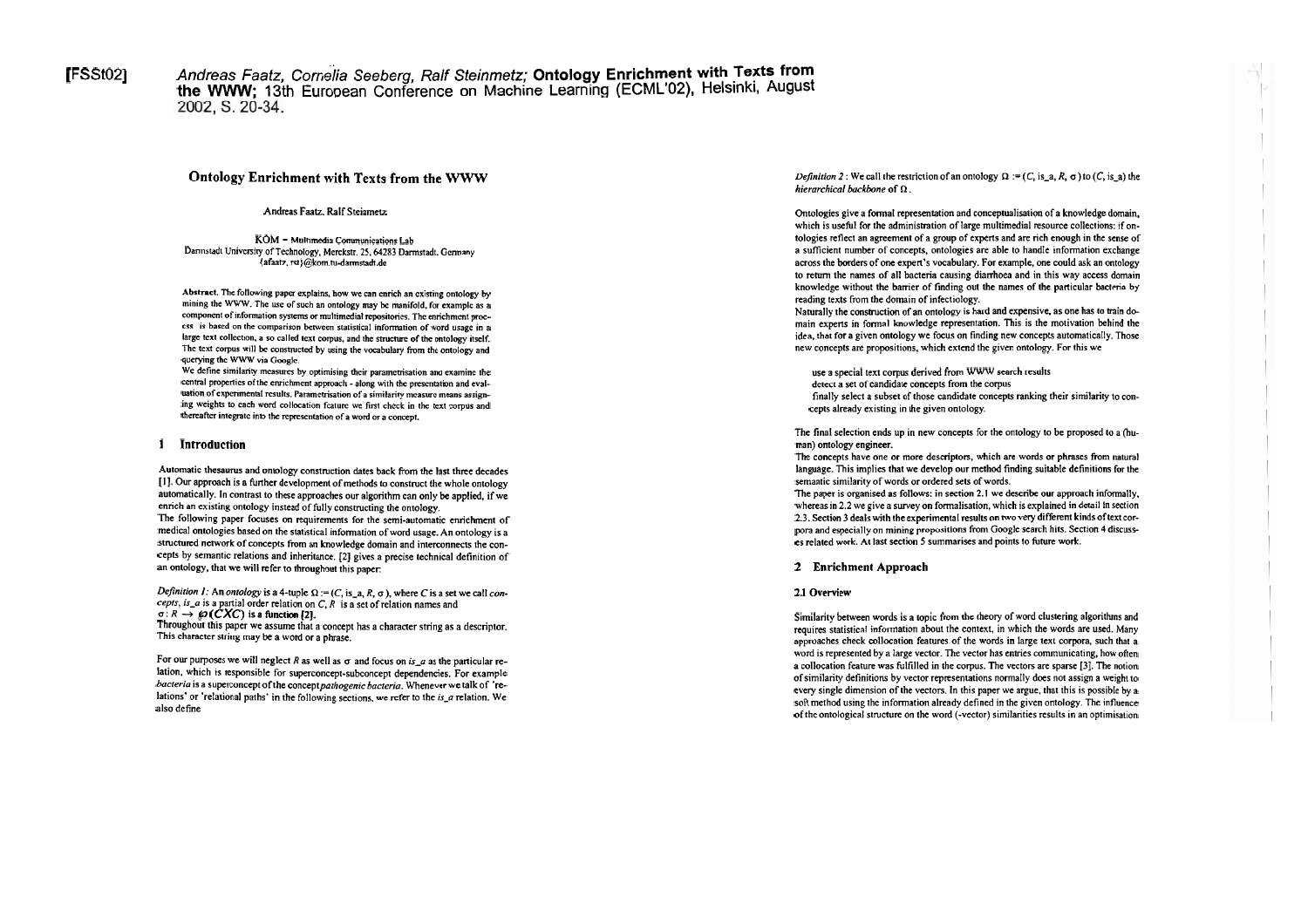[FSSt02] *Andreas Faatz, Cornelia Seeberg, Ralf Steinmetz;* **Ontology Enrichment with Texts from the WWW;** 13th European Conference on Machine Learning (ECML'02), Helsinki, August 2002, S. 20-34.

# Ontology Enrichment with Texts from the WWW

Andreas Faatz, Ralf Steinmetz

KOM – Multimedia Communications Lab
Darmstadt University of Technology, Merckstr. 25, 64283 Darmstadt, Germany
{afaatz, rst}@kom.tu-darmstadt.de

**Abstract.** The following paper explains, how we can enrich an existing ontology by mining the WWW. The use of such an ontology may be manifold, for example as a component of information systems or multimedial repositories. The enrichment process is based on the comparison between statistical information of word usage in a large text collection, a so called text corpus, and the structure of the ontology itself. The text corpus will be constructed by using the vocabulary from the ontology and querying the WWW via Google.
We define similarity measures by optimising their parametrisation and examine the central properties of the enrichment approach - along with the presentation and evaluation of experimental results. Parametrisation of a similarity measure means assigning weights to each word collocation feature we first check in the text corpus and thereafter integrate into the representation of a word or a concept.

## 1 Introduction

Automatic thesaurus and ontology construction dates back from the last three decades [1]. Our approach is a further development of methods to construct the whole ontology automatically. In contrast to these approaches our algorithm can only be applied, if we enrich an existing ontology instead of fully constructing the ontology.
The following paper focuses on requirements for the semi-automatic enrichment of medical ontologies based on the statistical information of word usage. An ontology is a structured network of concepts from an knowledge domain and interconnects the concepts by semantic relations and inheritance. [2] gives a precise technical definition of an ontology, that we will refer to throughout this paper:

*Definition 1:* An *ontology* is a 4-tuple $\Omega := (C, \text{is\_a}, R, \sigma)$, where $C$ is a set we call *concepts*, *is_a* is a partial order relation on $C$, $R$ is a set of relation names and $\sigma : R \rightarrow \wp(C X C)$ is a function [2].
Throughout this paper we assume that a concept has a character string as a descriptor. This character string may be a word or a phrase.

For our purposes we will neglect $R$ as well as $\sigma$ and focus on *is_a* as the particular relation, which is responsible for superconcept-subconcept dependencies. For example *bacteria* is a superconcept of the concept *pathogenic bacteria*. Whenever we talk of 'relations' or 'relational paths' in the following sections, we refer to the *is_a* relation. We also define

*Definition 2:* We call the restriction of an ontology $\Omega := (C, \text{is\_a}, R, \sigma)$ to $(C, \text{is\_a})$ the *hierarchical backbone* of $\Omega$.

Ontologies give a formal representation and conceptualisation of a knowledge domain, which is useful for the administration of large multimedial resource collections: if ontologies reflect an agreement of a group of experts and are rich enough in the sense of a sufficient number of concepts, ontologies are able to handle information exchange across the borders of one expert's vocabulary. For example, one could ask an ontology to return the names of all bacteria causing diarrhoea and in this way access domain knowledge without the barrier of finding out the names of the particular bacteria by reading texts from the domain of infectiology.
Naturally the construction of an ontology is hard and expensive, as one has to train domain experts in formal knowledge representation. This is the motivation behind the idea, that for a given ontology we focus on finding new concepts automatically. Those new concepts are propositions, which extend the given ontology. For this we

- use a special text corpus derived from WWW search results
- detect a set of candidate concepts from the corpus
- finally select a subset of those candidate concepts ranking their similarity to concepts already existing in the given ontology.

The final selection ends up in new concepts for the ontology to be proposed to a (human) ontology engineer.
The concepts have one or more descriptors, which are words or phrases from natural language. This implies that we develop our method finding suitable definitions for the semantic similarity of words or ordered sets of words.
The paper is organised as follows: in section 2.1 we describe our approach informally, whereas in 2.2 we give a survey on formalisation, which is explained in detail in section 2.3. Section 3 deals with the experimental results on two very different kinds of text corpora and especially on mining propositions from Google search hits. Section 4 discusses related work. At last section 5 summarises and points to future work.

## 2 Enrichment Approach

### 2.1 Overview

Similarity between words is a topic from the theory of word clustering algorithms and requires statistical information about the context, in which the words are used. Many approaches check collocation features of the words in large text corpora, such that a word is represented by a large vector. The vector has entries communicating, how often a collocation feature was fulfilled in the corpus. The vectors are sparse [3]. The notion of similarity definitions by vector representations normally does not assign a weight to every single dimension of the vectors. In this paper we argue, that this is possible by a soft method using the information already defined in the given ontology. The influence of the ontological structure on the word (-vector) similarities results in an optimisation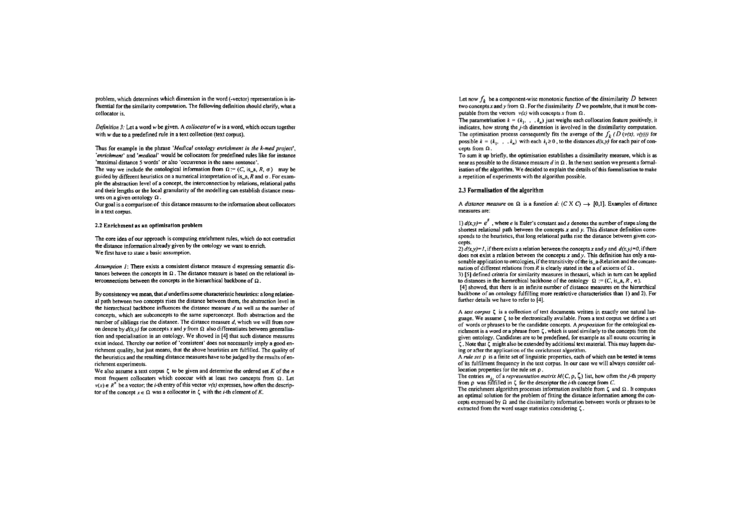problem, which determines which dimension in the word (-vector) representation is influential for the similarity computation. The following definition should clarify, what a collocator is.

*Definition 3:* Let a word $w$ be given. A *collocator* of $w$ is a word, which occurs together with $w$ due to a predefined rule in a text collection (text corpus).

Thus for example in the phrase *'Medical ontology enrichment in the k-med project'*, *'enrichment'* and *'medical'* would be collocators for predefined rules like for instance 'maximal distance 5 words' or also 'occurrence in the same sentence'.

The way we include the ontological information from $\Omega := (C, \text{is\_a}, R, \sigma)$ may be guided by different heuristics on a numerical interpretation of is_a, $R$ and $\sigma$. For example the abstraction level of a concept, the interconnection by relations, relational paths and their lengths or the local granularity of the modelling can establish distance measures on a given ontology $\Omega$.

Our goal is a comparison of this distance measures to the information about collocators in a text corpus.

### 2.2 Enrichment as an optimisation problem

The core idea of our approach is computing enrichment rules, which do not contradict the distance information already given by the ontology we want to enrich.

We first have to state a basic assumption.

*Assumption 1:* There exists a consistent distance measure d expressing semantic distances between the concepts in $\Omega$. The distance measure is based on the relational interconnections between the concepts in the hierarchical backbone of $\Omega$.

By consistency we mean, that $d$ underlies some characteristic heuristics: a long relational path between two concepts rises the distance between them, the abstraction level in the hierarchical backbone influences the distance measure $d$ as well as the number of concepts, which are subconcepts to the same superconcept. Both abstraction and the number of siblings rise the distance. The distance measure $d$, which we will from now on denote by $d(x,y)$ for concepts $x$ and $y$ from $\Omega$ also differentiates between generalisation and specialisation in an ontology. We showed in [4] that such distance measures exist indeed. Thereby our notion of 'consistent' does not necessarily imply a good enrichment quality, but just means, that the above heuristics are fulfilled. The quality of the heuristics and the resulting distance measures have to be judged by the results of enrichment experiments.

We also assume a text corpus $\zeta$ to be given and determine the ordered set $K$ of the $n$ most frequent collocators which cooccur with at least two concepts from $\Omega$. Let $v(x) \in R^n$ be a vector; the $i$-th entry of this vector $v(x)$ expresses, how often the descriptor of the concept $x \in \Omega$ was a collocator in $\zeta$ with the $i$-th element of $K$.

Let now $f_k$ be a component-wise monotonic function of the dissimilarity $D$ between two concepts $x$ and $y$ from $\Omega$. For the dissimilarity $D$ we postulate, that it must be computable from the vectors $v(x)$ with concepts $x$ from $\Omega$.

The parametrisation $k = (k_1, \ldots, k_n)$ just weighs each collocation feature positively, it indicates, how strong the $j$-th dimension is involved in the dissimilarity computation. The optimisation process consequently fits the average of the $f_k(D(v(x), v(y)))$ for possible $k = (k_1, \ldots, k_n)$ with each $k_i \geq 0$, to the distances $d(x,y)$ for each pair of concepts from $\Omega$.

To sum it up briefly, the optimisation establishes a dissimilarity measure, which is as near as possible to the distance measure $d$ in $\Omega$. In the next section we present a formalisation of the algorithm. We decided to explain the details of this formalisation to make a repetition of experiments with the algorithm possible.

### 2.3 Formalisation of the algorithm

A *distance measure* on $\Omega$ is a function $d: (C \times C) \longrightarrow [0,1]$. Examples of distance measures are:

1) $d(x,y) = e^{s}$, where $e$ is Euler's constant and $s$ denotes the number of steps along the shortest relational path between the concepts $x$ and $y$. This distance definition corresponds to the heuristics, that long relational paths rise the distance between given concepts.

2) $d(x,y)=1$, if there exists a relation between the concepts $x$ and $y$ and $d(x,y)=0$, if there does not exist a relation between the concepts $x$ and $y$. This definition has only a reasonable application to ontologies, if the transitivity of the is_a-Relation and the concatenation of different relations from $R$ is clearly stated in the a of axioms of $\Omega$.

3) [5] defined criteria for similarity measures in thesauri, which in turn can be applied to distances in the hierarchical backbone of the ontology $\Omega := (C, \text{is\_a}, R, \sigma)$.

[4] showed, that there is an infinite number of distance measures on the hierarchical backbone of an ontology fulfilling more restrictive characteristics than 1) and 2). For further details we have to refer to [4].

A *text corpus* $\zeta$ is a collection of text documents written in exactly one natural language. We assume $\zeta$ to be electronically available. From a text corpus we define a set of words or phrases to be the candidate concepts. A *proposition* for the ontological enrichment is a word or a phrase from $\zeta$, which is used similarly to the concepts from the given ontology. Candidates are to be predefined, for example as all nouns occurring in $\zeta$. Note that $\zeta$ might also be extended by additional text material. This may happen during or after the application of the enrichment algorithm.

A *rule set* $\rho$ is a finite set of linguistic properties, each of which can be tested in terms of its fulfilment frequency in the text corpus. In our case we will always consider collocation properties for the rule set $\rho$.

The entries $m_{ij}$ of a *representation matrix* $M(C, \rho, \zeta)$ list, how often the $j$-th property from $\rho$ was fulfilled in $\zeta$ for the descriptor the $i$-th concept from $C$.

The enrichment algorithm processes information available from $\zeta$ and $\Omega$. It computes an optimal solution for the problem of fitting the distance information among the concepts expressed by $\Omega$ and the dissimilarity information between words or phrases to be extracted from the word usage statistics considering $\zeta$.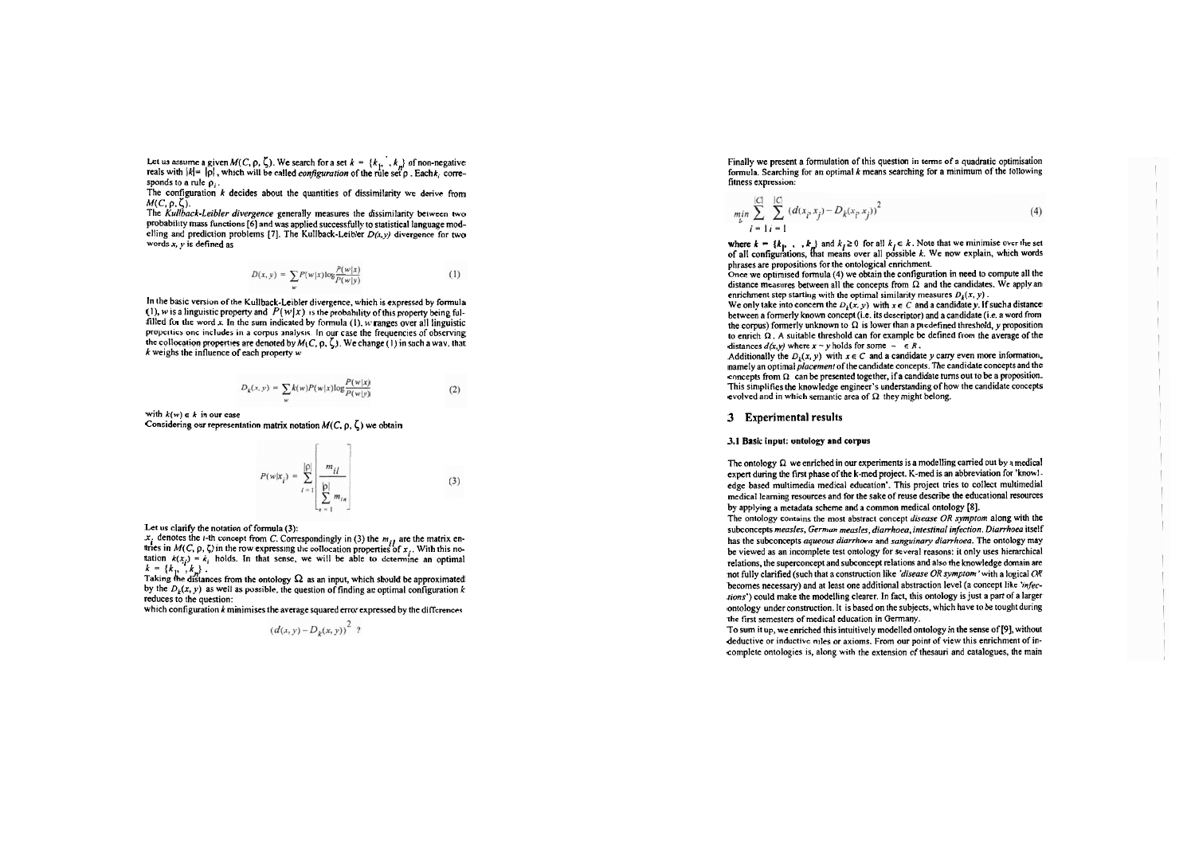Let us assume a given $M(C, \rho, \zeta)$. We search for a set $k = \{k_1, \ldots, k_n\}$ of non-negative reals with $|k| = |\rho|$, which will be called *configuration* of the rule set $\rho$. Each $k_i$ corresponds to a rule $\rho_i$.
The configuration $k$ decides about the quantities of dissimilarity we derive from $M(C, \rho, \zeta)$.
The *Kullback-Leibler divergence* generally measures the dissimilarity between two probability mass functions [6] and was applied successfully to statistical language modelling and prediction problems [7]. The Kullback-Leibler $D(x,y)$ divergence for two words $x$, $y$ is defined as

$$D(x, y) = \sum_w P(w|x) \log \frac{P(w|x)}{P(w|y)} \tag{1}$$

In the basic version of the Kullback-Leibler divergence, which is expressed by formula (1), $w$ is a linguistic property and $P(w|x)$ is the probability of this property being fulfilled for the word $x$. In the sum indicated by formula (1), $w$ ranges over all linguistic properties one includes in a corpus analysis. In our case the frequencies of observing the collocation properties are denoted by $M(C, \rho, \zeta)$. We change (1) in such a way, that $k$ weighs the influence of each property $w$

$$D_k(x, y) = \sum_w k(w) P(w|x) \log \frac{P(w|x)}{P(w|y)} \tag{2}$$

with $k(w) \in k$ in our case
Considering our representation matrix notation $M(C, \rho, \zeta)$ we obtain

$$P(w|x_i) = \sum_{l=1}^{|\rho|} \left[ \frac{m_{il}}{\sum_{n=1}^{|\rho|} m_{in}} \right] \tag{3}$$

Let us clarify the notation of formula (3):
$x_i$ denotes the $i$-th concept from $C$. Correspondingly in (3) the $m_{il}$ are the matrix entries in $M(C, \rho, \zeta)$ in the row expressing the collocation properties of $x_i$. With this notation $k(x_i) = k_i$ holds. In that sense, we will be able to determine an optimal $k = \{k_1, \ldots, k_n\}$.
Taking the distances from the ontology $\Omega$ as an input, which should be approximated by the $D_k(x, y)$ as well as possible, the question of finding an optimal configuration $k$ reduces to the question:
which configuration $k$ minimises the average squared error expressed by the differences

$$(d(x, y) - D_k(x, y))^2 \ ?$$

Finally we present a formulation of this question in terms of a quadratic optimisation formula. Searching for an optimal $k$ means searching for a minimum of the following fitness expression:

$$\min_k \sum_{i=1}^{|C|} \sum_{j=1}^{|C|} (d(x_i, x_j) - D_k(x_i, x_j))^2 \tag{4}$$

where $k = \{k_1, \ldots, k_n\}$ and $k_i \geq 0$ for all $k_i \in k$. Note that we minimise over the set of all configurations, that means over all possible $k$. We now explain, which words phrases are propositions for the ontological enrichment.
Once we optimised formula (4) we obtain the configuration in need to compute all the distance measures between all the concepts from $\Omega$ and the candidates. We apply an enrichment step starting with the optimal similarity measures $D_k(x, y)$.
We only take into concern the $D_k(x, y)$ with $x \in C$ and a candidate $y$. If such a distance between a formerly known concept (i.e. its descriptor) and a candidate (i.e. a word from the corpus) formerly unknown to $\Omega$ is lower than a predefined threshold, $y$ proposition to enrich $\Omega$. A suitable threshold can for example be defined from the average of the distances $d(x,y)$ where $x \sim y$ holds for some $\sim \in R$.
Additionally the $D_k(x, y)$ with $x \in C$ and a candidate $y$ carry even more information, namely an optimal *placement* of the candidate concepts. The candidate concepts and the concepts from $\Omega$ can be presented together, if a candidate turns out to be a proposition. This simplifies the knowledge engineer's understanding of how the candidate concepts evolved and in which semantic area of $\Omega$ they might belong.

## 3 Experimental results

### 3.1 Basic input: ontology and corpus

The ontology $\Omega$ we enriched in our experiments is a modelling carried out by a medical expert during the first phase of the k-med project. K-med is an abbreviation for 'knowledge based multimedia medical education'. This project tries to collect multimedial medical learning resources and for the sake of reuse describe the educational resources by applying a metadata scheme and a common medical ontology [8].
The ontology contains the most abstract concept *disease OR symptom* along with the subconcepts *measles*, *German measles*, *diarrhoea*, *intestinal infection*. *Diarrhoea* itself has the subconcepts *aqueous diarrhoea* and *sanguinary diarrhoea*. The ontology may be viewed as an incomplete test ontology for several reasons: it only uses hierarchical relations, the superconcept and subconcept relations and also the knowledge domain are not fully clarified (such that a construction like *'disease OR symptom'* with a logical *OR* becomes necessary) and at least one additional abstraction level (a concept like *'infections'*) could make the modelling clearer. In fact, this ontology is just a part of a larger ontology under construction. It is based on the subjects, which have to be tought during the first semesters of medical education in Germany.
To sum it up, we enriched this intuitively modelled ontology in the sense of [9], without deductive or inductive rules or axioms. From our point of view this enrichment of incomplete ontologies is, along with the extension of thesauri and catalogues, the main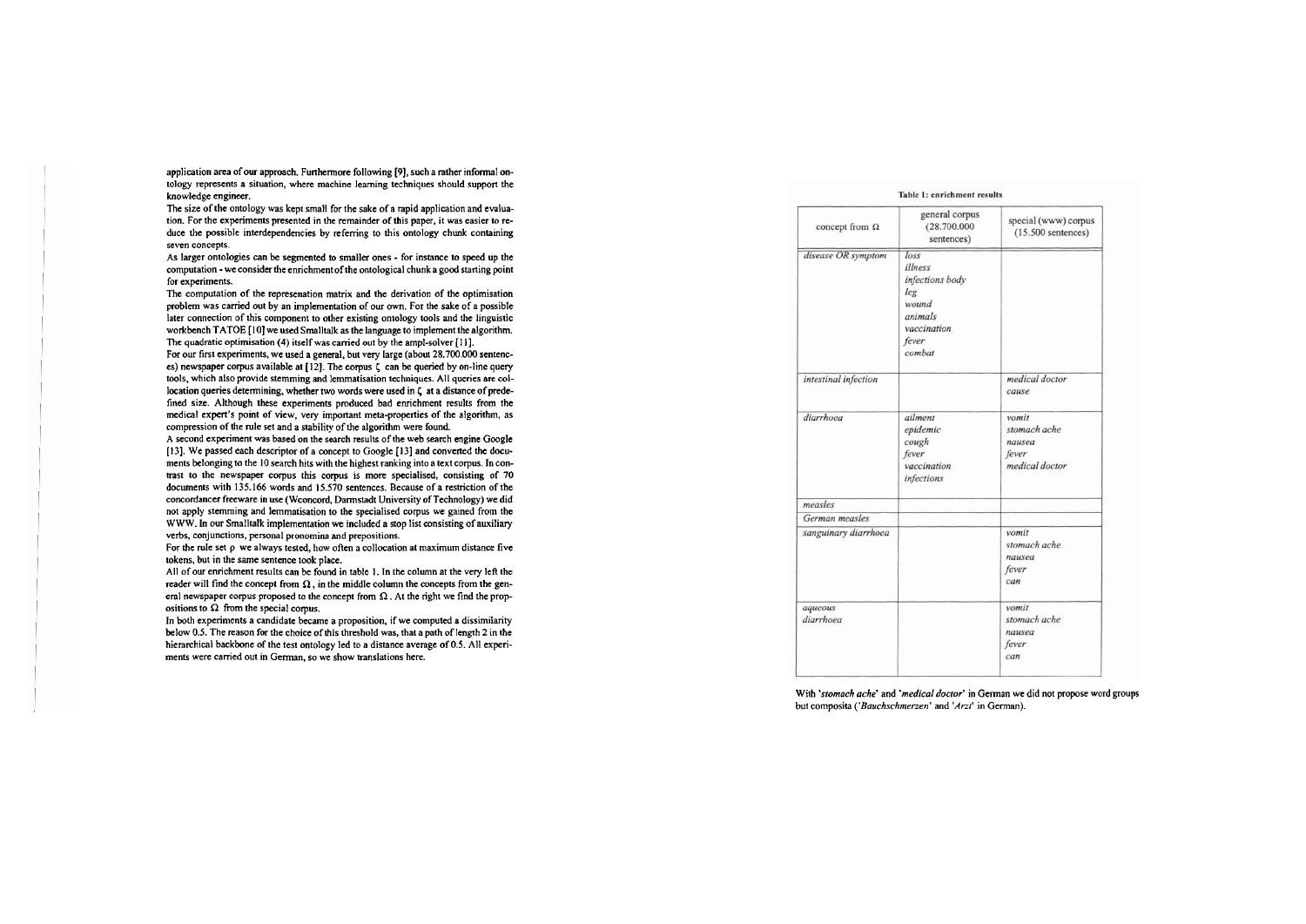application area of our approach. Furthermore following [9], such a rather informal ontology represents a situation, where machine learning techniques should support the knowledge engineer.

The size of the ontology was kept small for the sake of a rapid application and evaluation. For the experiments presented in the remainder of this paper, it was easier to reduce the possible interdependencies by referring to this ontology chunk containing seven concepts.

As larger ontologies can be segmented to smaller ones - for instance to speed up the computation - we consider the enrichment of the ontological chunk a good starting point for experiments.

The computation of the represenation matrix and the derivation of the optimisation problem was carried out by an implementation of our own. For the sake of a possible later connection of this component to other existing ontology tools and the linguistic workbench TATOE [10] we used Smalltalk as the language to implement the algorithm. The quadratic optimisation (4) itself was carried out by the ampl-solver [11].

For our first experiments, we used a general, but very large (about 28.700.000 sentences) newspaper corpus available at [12]. The corpus $\zeta$ can be queried by on-line query tools, which also provide stemming and lemmatisation techniques. All queries are collocation queries determining, whether two words were used in $\zeta$ at a distance of predefined size. Although these experiments produced bad enrichment results from the medical expert's point of view, very important meta-properties of the algorithm, as compression of the rule set and a stability of the algorithm were found.

A second experiment was based on the search results of the web search engine Google [13]. We passed each descriptor of a concept to Google [13] and converted the documents belonging to the 10 search hits with the highest ranking into a text corpus. In contrast to the newspaper corpus this corpus is more specialised, consisting of 70 documents with 135.166 words and 15.570 sentences. Because of a restriction of the concordancer freeware in use (Wconcord, Darmstadt University of Technology) we did not apply stemming and lemmatisation to the specialised corpus we gained from the WWW. In our Smalltalk implementation we included a stop list consisting of auxiliary verbs, conjunctions, personal pronomina and prepositions.

For the rule set $\rho$ we always tested, how often a collocation at maximum distance five tokens, but in the same sentence took place.

All of our enrichment results can be found in table 1. In the column at the very left the reader will find the concept from $\Omega$, in the middle column the concepts from the general newspaper corpus proposed to the concept from $\Omega$. At the right we find the propositions to $\Omega$ from the special corpus.

In both experiments a candidate became a proposition, if we computed a dissimilarity below 0.5. The reason for the choice of this threshold was, that a path of length 2 in the hierarchical backbone of the test ontology led to a distance average of 0.5. All experiments were carried out in German, so we show translations here.

**Table 1: enrichment results**

| concept from $\Omega$ | general corpus (28.700.000 sentences) | special (www) corpus (15.500 sentences) |
|---|---|---|
| *disease OR symptom* | *loss*<br>*illness*<br>*infections body*<br>*leg*<br>*wound*<br>*animals*<br>*vaccination*<br>*fever*<br>*combat* | |
| *intestinal infection* | | *medical doctor*<br>*cause* |
| *diarrhoea* | *ailment*<br>*epidemic*<br>*cough*<br>*fever*<br>*vaccination*<br>*infections* | *vomit*<br>*stomach ache*<br>*nausea*<br>*fever*<br>*medical doctor* |
| *measles* | | |
| *German measles* | | |
| *sanguinary diarrhoea* | | *vomit*<br>*stomach ache*<br>*nausea*<br>*fever*<br>*can* |
| *aqueous diarrhoea* | | *vomit*<br>*stomach ache*<br>*nausea*<br>*fever*<br>*can* |

With '*stomach ache*' and '*medical doctor*' in German we did not propose word groups but composita ('*Bauchschmerzen*' and '*Arzt*' in German).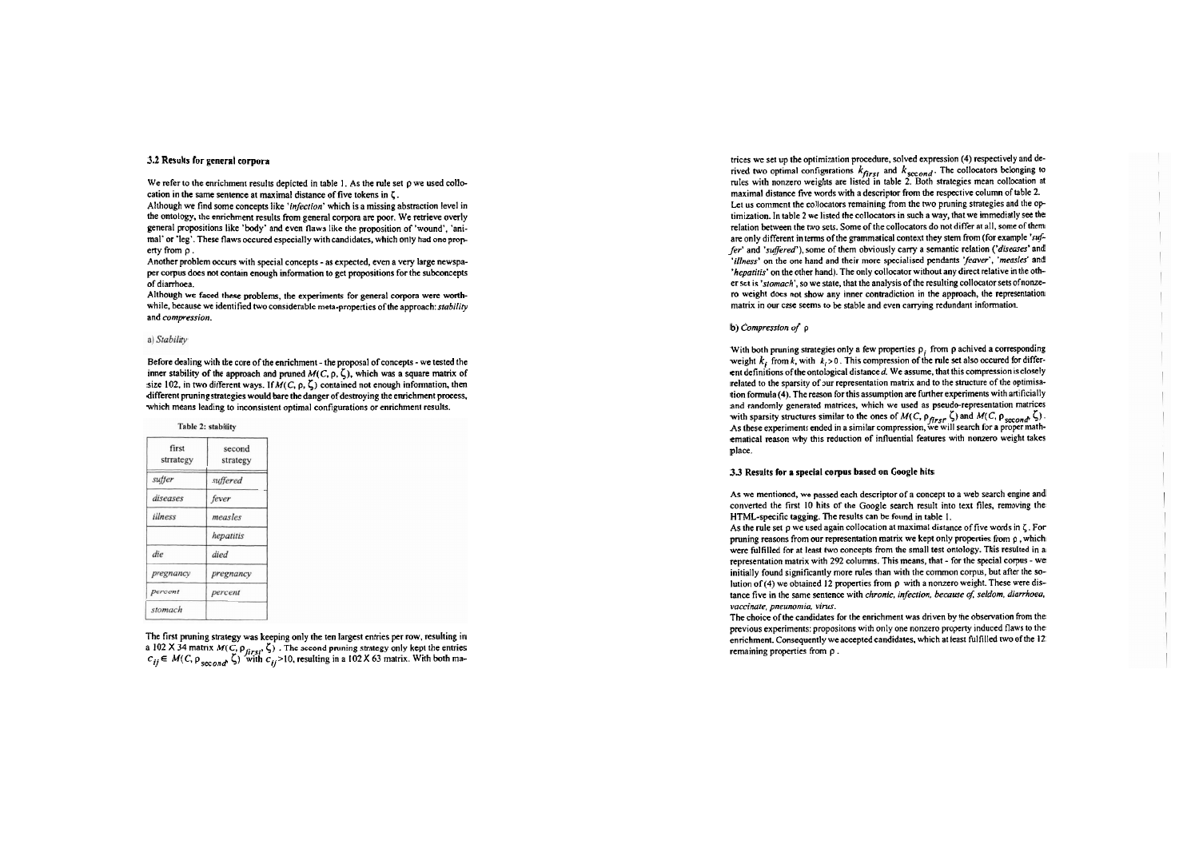### 3.2 Results for general corpora

We refer to the enrichment results depicted in table 1. As the rule set $\rho$ we used collocation in the same sentence at maximal distance of five tokens in $\zeta$.

Although we find some concepts like '*infection*' which is a missing abstraction level in the ontology, the enrichment results from general corpora are poor. We retrieve overly general propositions like 'body' and even flaws like the proposition of 'wound', 'animal' or 'leg'. These flaws occured especially with candidates, which only had one property from $\rho$.

Another problem occurs with special concepts - as expected, even a very large newspaper corpus does not contain enough information to get propositions for the subconcepts of diarrhoea.

Although we faced these problems, the experiments for general corpora were worthwhile, because we identified two considerable meta-properties of the approach: *stability* and *compression*.

a) *Stability*

Before dealing with the core of the enrichment - the proposal of concepts - we tested the inner stability of the approach and pruned $M(C, \rho, \zeta)$, which was a square matrix of size 102, in two different ways. If $M(C, \rho, \zeta)$ contained not enough information, then different pruning strategies would bare the danger of destroying the enrichment process, which means leading to inconsistent optimal configurations or enrichment results.

Table 2: stability

| first strategy | second strategy |
|---|---|
| *suffer* | *suffered* |
| *diseases* | *fever* |
| *illness* | *measles* |
| | *hepatitis* |
| *die* | *died* |
| *pregnancy* | *pregnancy* |
| *percent* | *percent* |
| *stomach* | |

The first pruning strategy was keeping only the ten largest entries per row, resulting in a 102 X 34 matrix $M(C, \rho_{first}, \zeta)$. The second pruning strategy only kept the entries $c_{ij} \in M(C, \rho_{second}, \zeta)$ with $c_{ij} > 10$, resulting in a 102 X 63 matrix. With both matrices we set up the optimization procedure, solved expression (4) respectively and derived two optimal configurations $k_{first}$ and $k_{second}$. The collocators belonging to rules with nonzero weights are listed in table 2. Both strategies mean collocation at maximal distance five words with a descriptor from the respective column of table 2.

Let us comment the collocators remaining from the two pruning strategies and the optimization. In table 2 we listed the collocators in such a way, that we immediatly see the relation between the two sets. Some of the collocators do not differ at all, some of them are only different in terms of the grammatical context they stem from (for example '*suffer*' and '*suffered*'), some of them obviously carry a semantic relation ('*diseases*' and '*illness*' on the one hand and their more specialised pendants '*feaver*', '*measles*' and '*hepatitis*' on the other hand). The only collocator without any direct relative in the other set is '*stomach*', so we state, that the analysis of the resulting collocator sets of nonzero weight does not show any inner contradiction in the approach, the representation matrix in our case seems to be stable and even carrying redundant information.

b) *Compression of* $\rho$

With both pruning strategies only a few properties $\rho_i$ from $\rho$ achived a corresponding weight $k_i$ from $k$, with $k_i > 0$. This compression of the rule set also occured for different definitions of the ontological distance $d$. We assume, that this compression is closely related to the sparsity of our representation matrix and to the structure of the optimisation formula (4). The reason for this assumption are further experiments with artificially and randomly generated matrices, which we used as pseudo-representation matrices with sparsity structures similar to the ones of $M(C, \rho_{first}, \zeta)$ and $M(C, \rho_{second}, \zeta)$. As these experiments ended in a similar compression, we will search for a proper mathematical reason why this reduction of influential features with nonzero weight takes place.

### 3.3 Results for a special corpus based on Google hits

As we mentioned, we passed each descriptor of a concept to a web search engine and converted the first 10 hits of the Google search result into text files, removing the HTML-specific tagging. The results can be found in table 1.

As the rule set $\rho$ we used again collocation at maximal distance of five words in $\zeta$. For pruning reasons from our representation matrix we kept only properties from $\rho$, which were fulfilled for at least two concepts from the small test ontology. This resulted in a representation matrix with 292 columns. This means, that - for the special corpus - we initially found significantly more rules than with the common corpus, but after the solution of (4) we obtained 12 properties from $\rho$ with a nonzero weight. These were distance five in the same sentence with *chronic, infection, because of, seldom, diarrhoea, vaccinate, pneunomia, virus*.

The choice of the candidates for the enrichment was driven by the observation from the previous experiments: propositons with only one nonzero property induced flaws to the enrichment. Consequently we accepted candidates, which at least fulfilled two of the 12 remaining properties from $\rho$.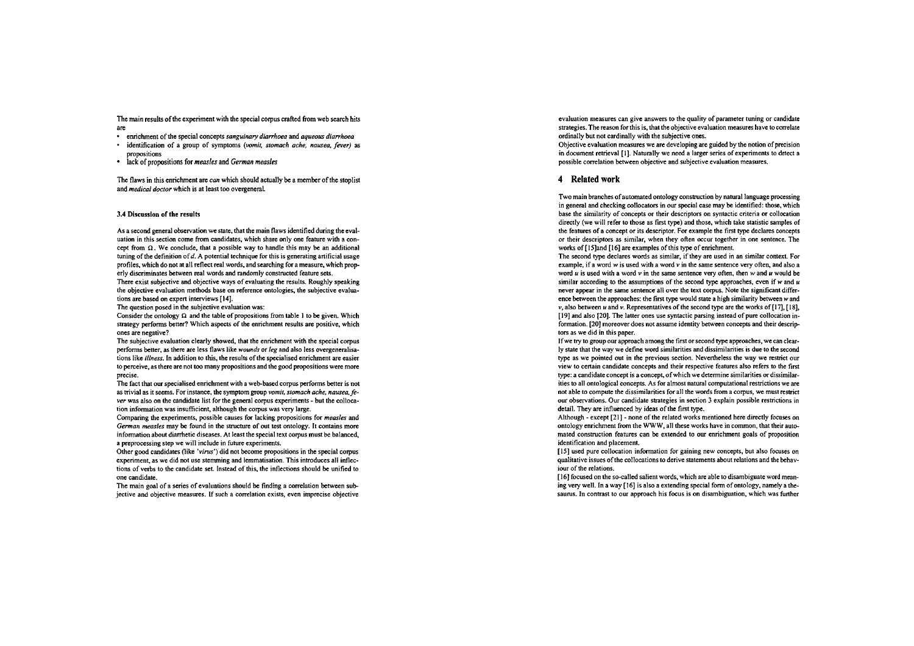The main results of the experiment with the special corpus crafted from web search hits are

- enrichment of the special concepts *sanguinary diarrhoea* and *aqueous diarrhoea*
- identification of a group of symptoms (*vomit, stomach ache, nausea, fever*) as propositions
- lack of propositions for *measles* and *German measles*

The flaws in this enrichment are *can* which should actually be a member of the stoplist and *medical doctor* which is at least too overgeneral.

### 3.4 Discussion of the results

As a second general observation we state, that the main flaws identified during the evaluation in this section come from candidates, which share only one feature with a concept from $\Omega$. We conclude, that a possible way to handle this may be an additional tuning of the definition of $d$. A potential technique for this is generating artificial usage profiles, which do not at all reflect real words, and searching for a measure, which properly discriminates between real words and randomly constructed feature sets.

There exist subjective and objective ways of evaluating the results. Roughly speaking the objective evaluation methods base on reference ontologies, the subjective evaluations are based on expert interviews [14].

The question posed in the subjective evaluation was:

Consider the ontology $\Omega$ and the table of propositions from table 1 to be given. Which strategy performs better? Which aspects of the enrichment results are positive, which ones are negative?

The subjective evaluation clearly showed, that the enrichment with the special corpus performs better, as there are less flaws like *wounds* or *leg* and also less overgeneralisations like *illness*. In addition to this, the results of the specialised enrichment are easier to perceive, as there are not too many propositions and the good propositions were more precise.

The fact that our specialised enrichment with a web-based corpus performs better is not as trivial as it seems. For instance, the symptom group *vomit, stomach ache, nausea, fever* was also on the candidate list for the general corpus experiments - but the collocation information was insufficient, although the corpus was very large.

Comparing the experiments, possible causes for lacking propositions for *measles* and *German measles* may be found in the structure of out test ontology. It contains more information about diarrhetic diseases. At least the special text corpus must be balanced, a preprocessing step we will include in future experiments.

Other good candidates (like '*virus*') did not become propositions in the special corpus experiment, as we did not use stemming and lemmatisation. This introduces all inflections of verbs to the candidate set. Instead of this, the inflections should be unified to one candidate.

The main goal of a series of evaluations should be finding a correlation between subjective and objective measures. If such a correlation exists, even imprecise objective evaluation measures can give answers to the quality of parameter tuning or candidate strategies. The reason for this is, that the objective evaluation measures have to correlate ordinally but not cardinally with the subjective ones.

Objective evaluation measures we are developing are guided by the notion of precision in document retrieval [1]. Naturally we need a larger series of experiments to detect a possible correlation between objective and subjective evaluation measures.

## 4 Related work

Two main branches of automated ontology construction by natural language processing in general and checking collocators in our special case may be identified: those, which base the similarity of concepts or their descriptors on syntactic criteria or collocation directly (we will refer to those as first type) and those, which take statistic samples of the features of a concept or its descriptor. For example the first type declares concepts or their descriptors as similar, when they often occur together in one sentence. The works of [15]and [16] are examples of this type of enrichment.

The second type declares words as similar, if they are used in an similar context. For example, if a word $w$ is used with a word $v$ in the same sentence very often, and also a word $u$ is used with a word $v$ in the same sentence very often, then $w$ and $u$ would be similar according to the assumptions of the second type approaches, even if $w$ and $u$ never appear in the same sentence all over the text corpus. Note the significant difference between the approaches: the first type would state a high similarity between $w$ and $v$, also between $u$ and $v$. Representatives of the second type are the works of [17], [18], [19] and also [20]. The latter ones use syntactic parsing instead of pure collocation information. [20] moreover does not assume identity between concepts and their descriptors as we did in this paper.

If we try to group our approach among the first or second type approaches, we can clearly state that the way we define word similarities and dissimilarities is due to the second type as we pointed out in the previous section. Nevertheless the way we restrict our view to certain candidate concepts and their respective features also refers to the first type: a candidate concept is a concept, of which we determine similarities or dissimilarities to all ontological concepts. As for almost natural computational restrictions we are not able to compute the dissimilarities for all the words from a corpus, we must restrict our observations. Our candidate strategies in section 3 explain possible restrictions in detail. They are influenced by ideas of the first type.

Although - except [21] - none of the related works mentioned here directly focuses on ontology enrichment from the WWW, all these works have in common, that their automated construction features can be extended to our enrichment goals of proposition identification and placement.

[15] used pure collocation information for gaining new concepts, but also focuses on qualitative issues of the collocations to derive statements about relations and the behaviour of the relations.

[16] focused on the so-called salient words, which are able to disambiguate word meaning very well. In a way [16] is also a extending special form of ontology, namely a thesaurus. In contrast to our approach his focus is on disambiguation, which was further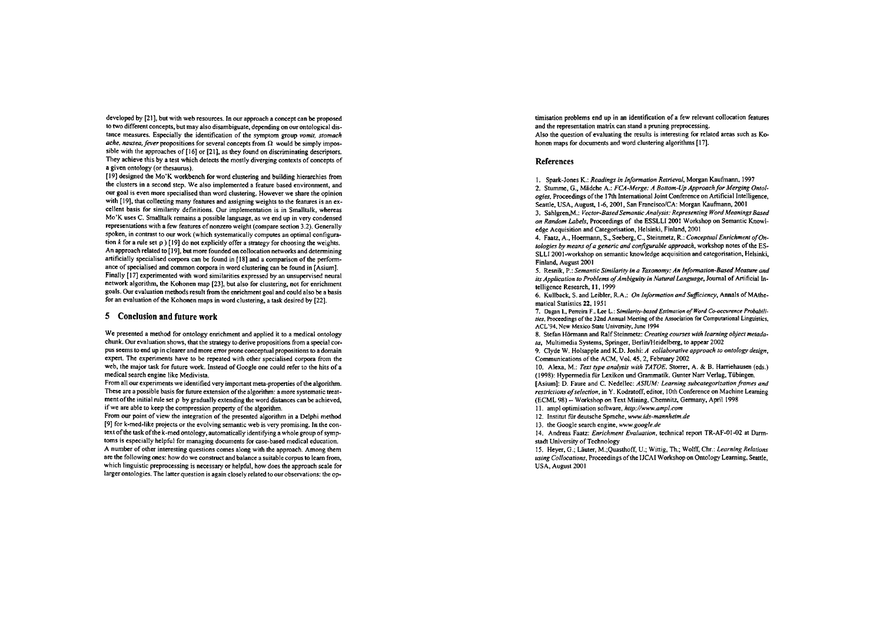developed by [21], but with web resources. In our approach a concept can be proposed to two different concepts, but may also disambiguate, depending on our ontological distance measures. Especially the identification of the symptom group *vomit, stomach ache, nausea, fever* propositions for several concepts from $\Omega$ would be simply impossible with the approaches of [16] or [21], as they found on discriminating descriptors. They achieve this by a test which detects the mostly diverging contexts of concepts of a given ontology (or thesaurus).

[19] designed the Mo'K workbench for word clustering and building hierarchies from the clusters in a second step. We also implemented a feature based environment, and our goal is even more specialised than word clustering. However we share the opinion with [19], that collecting many features and assigning weights to the features is an excellent basis for similarity definitions. Our implementation is in Smalltalk, whereas Mo'K uses C. Smalltalk remains a possible language, as we end up in very condensed representations with a few features of nonzero weight (compare section 3.2). Generally spoken, in contrast to our work (which systematically computes an optimal configuration $k$ for a rule set $\rho$ ) [19] do not explicitly offer a strategy for choosing the weights. An approach related to [19], but more founded on collocation networks and determining artificially specialised corpora can be found in [18] and a comparison of the performance of specialised and common corpora in word clustering can be found in [Asium]. Finally [17] experimented with word similarities expressed by an unsupervised neural network algorithm, the Kohonen map [23], but also for clustering, not for enrichment goals. Our evaluation methods result from the enrichment goal and could also be a basis for an evaluation of the Kohonen maps in word clustering, a task desired by [22].

## 5 Conclusion and future work

We presented a method for ontology enrichment and applied it to a medical ontology chunk. Our evaluation shows, that the strategy to derive propositions from a special corpus seems to end up in clearer and more error prone conceptual propositions to a domain expert. The experiments have to be repeated with other specialised corpora from the web, the major task for future work. Instead of Google one could refer to the hits of a medical search engine like Medivista.

From all our experiments we identified very important meta-properties of the algorithm. These are a possible basis for future extension of the algorithm: a more systematic treatment of the initial rule set $\rho$ by gradually extending the word distances can be achieved, if we are able to keep the compression property of the algorithm.

From our point of view the integration of the presented algorithm in a Delphi method [9] for k-med-like projects or the evolving semantic web is very promising. In the context of the task of the k-med ontology, automatically identifying a whole group of symptoms is especially helpful for managing documents for case-based medical education.

A number of other interesting questions comes along with the approach. Among them are the following ones: how do we construct and balance a suitable corpus to learn from, which linguistic preprocessing is necessary or helpful, how does the approach scale for larger ontologies. The latter question is again closely related to our observations: the optimisation problems end up in an identification of a few relevant collocation features and the representation matrix can stand a pruning preprocessing.

Also the question of evaluating the results is interesting for related areas such as Kohonen maps for documents and word clustering algorithms [17].

## References

1. Spark-Jones K.: *Readings in Information Retrieval*, Morgan Kaufmann, 1997
2. Stumme, G., Mädche A.: *FCA-Merge: A Bottom-Up Approach for Merging Ontologies*, Proceedings of the 17th International Joint Conference on Artificial Intelligence, Seattle, USA, August, 1-6, 2001, San Francisco/CA: Morgan Kaufmann, 2001
3. Sahlgren,M.: *Vector-Based Semantic Analysis: Representing Word Meanings Based on Random Labels*, Proceedings of the ESSLLI 2001 Workshop on Semantic Knowledge Acquisition and Categorisation, Helsinki, Finland, 2001
4. Faatz, A., Hoermann, S., Seeberg, C., Steinmetz, R.: *Conceptual Enrichment of Ontologies by means of a generic and configurable approach*, workshop notes of the ESSLLI 2001-workshop on semantic knowledge acquisition and categorisation, Helsinki, Finland, August 2001
5. Resnik, P.: *Semantic Similarity in a Taxonomy: An Information-Based Measure and its Application to Problems of Ambiguity in Natural Language*, Journal of Artificial Intelligence Research, **11**, 1999
6. Kullback, S. and Leibler, R.A.: *On Information and Sufficiency*, Annals of MAthematical Statistics **22**, 1951
7. Dagan I., Perreira F., Lee L.: *Similarity-based Estimation of Word Co-occurence Probabilities*, Proceedings of the 32nd Annual Meeting of the Association for Computational Linguistics, ACL'94, New Mexico State University, June 1994
8. Stefan Hörmann and Ralf Steinmetz: *Creating courses with learning object metadata*, Multimedia Systems, Springer, Berlin/Heidelberg, to appear 2002
9. Clyde W. Holsapple and K.D. Joshi: *A collaborative approach to ontology design*, Communications of the ACM, Vol. 45, 2, February 2002
10. Alexa, M.: *Text type analysis with TATOE*. Storrer, A. & B. Harriehausen (eds.) (1998): Hypermedia für Lexikon und Grammatik. Gunter Narr Verlag, Tübingen.

[Asium]: D. Faure and C. Nedellec: *ASIUM: Learning subcategorization frames and restrictions of selection*, in Y. Kodratoff, editor, 10th Conference on Machine Learning (ECML 98) -- Workshop on Text Mining, Chemnitz, Germany, April 1998

11. ampl optimisation software, *http://www.ampl.com*
12. Institut für deutsche Sprache, *www.ids-mannheim.de*
13. the Google search engine, *www.google.de*
14. Andreas Faatz: *Enrichment Evaluation*, technical report TR-AF-01-02 at Darmstadt University of Technology
15. Heyer, G.; Läuter, M.;Quasthoff, U.; Wittig, Th.; Wolff, Chr.: *Learning Relations using Collocations*, Proceedings of the IJCAI Workshop on Ontology Learning, Seattle, USA, August 2001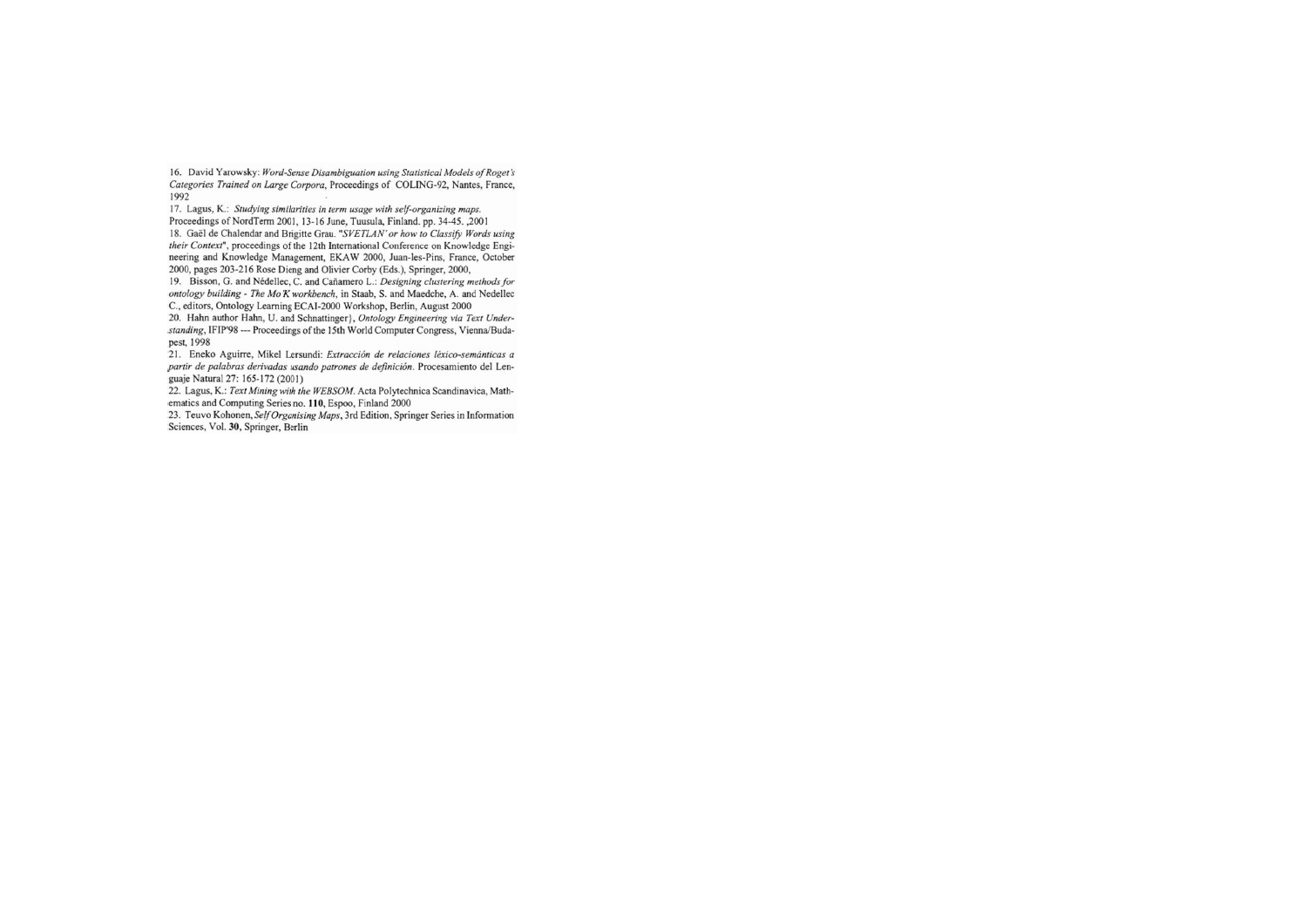16. David Yarowsky: *Word-Sense Disambiguation using Statistical Models of Roget's Categories Trained on Large Corpora*, Proceedings of COLING-92, Nantes, France, 1992

17. Lagus, K.: *Studying similarities in term usage with self-organizing maps.* Proceedings of NordTerm 2001, 13-16 June, Tuusula, Finland. pp. 34-45. ,2001

18. Gaël de Chalendar and Brigitte Grau. "*SVETLAN' or how to Classify Words using their Context*", proceedings of the 12th International Conference on Knowledge Engineering and Knowledge Management, EKAW 2000, Juan-les-Pins, France, October 2000, pages 203-216 Rose Dieng and Olivier Corby (Eds.), Springer, 2000,

19. Bisson, G. and Nédellec, C. and Cañamero L.: *Designing clustering methods for ontology building - The Mo'K workbench*, in Staab, S. and Maedche, A. and Nedellec C., editors, Ontology Learning ECAI-2000 Workshop, Berlin, August 2000

20. Hahn author Hahn, U. and Schnattinger}, *Ontology Engineering via Text Understanding*, IFIP'98 --- Proceedings of the 15th World Computer Congress, Vienna/Budapest, 1998

21. Eneko Aguirre, Mikel Lersundi: *Extracción de relaciones léxico-semánticas a partir de palabras derivadas usando patrones de definición*. Procesamiento del Lenguaje Natural 27: 165-172 (2001)

22. Lagus, K.: *Text Mining with the WEBSOM*. Acta Polytechnica Scandinavica, Mathematics and Computing Series no. **110**, Espoo, Finland 2000

23. Teuvo Kohonen, *Self Organising Maps*, 3rd Edition, Springer Series in Information Sciences, Vol. **30**, Springer, Berlin